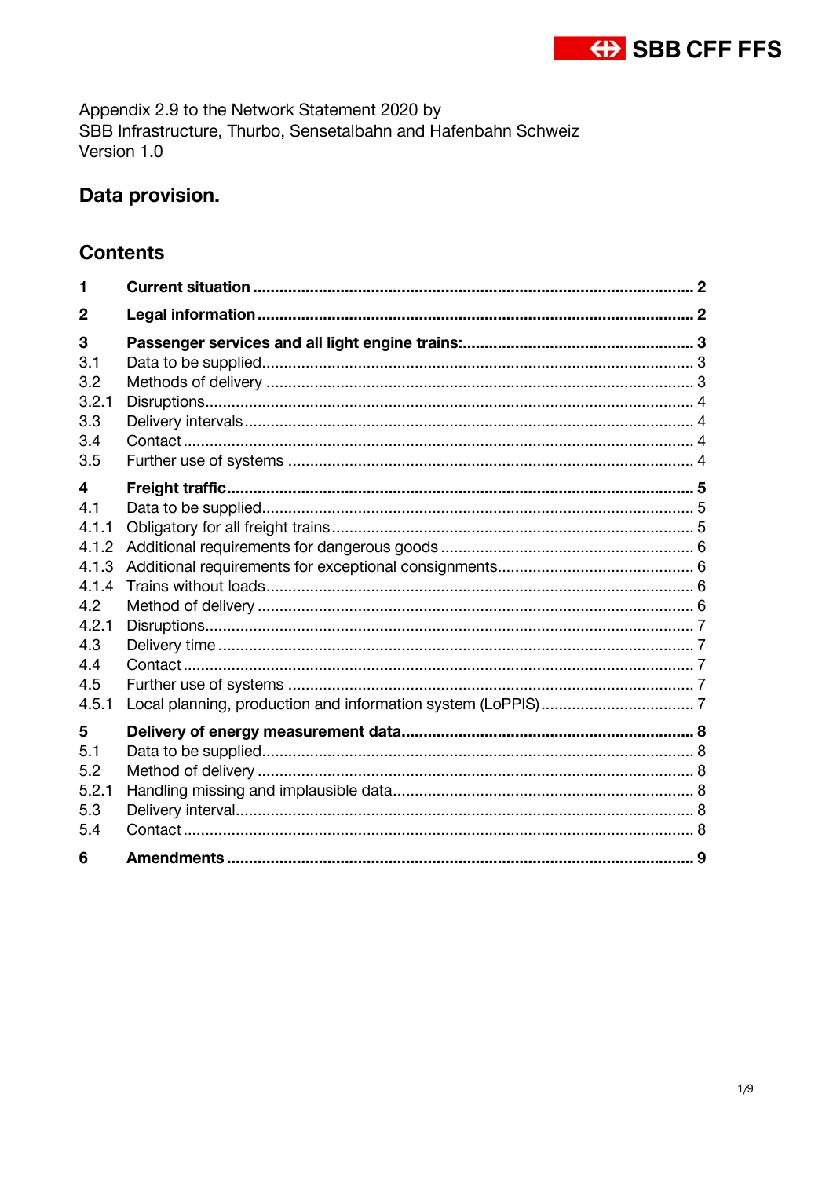Appendix 2.9 to the Network Statement 2020 by
SBB Infrastructure, Thurbo, Sensetalbahn and Hafenbahn Schweiz
Version 1.0

# Data provision.

## Contents

| | | |
|---|---|---|
| **1** | **Current situation** | **2** |
| **2** | **Legal information** | **2** |
| **3** | **Passenger services and all light engine trains:** | **3** |
| 3.1 | Data to be supplied | 3 |
| 3.2 | Methods of delivery | 3 |
| 3.2.1 | Disruptions | 4 |
| 3.3 | Delivery intervals | 4 |
| 3.4 | Contact | 4 |
| 3.5 | Further use of systems | 4 |
| **4** | **Freight traffic** | **5** |
| 4.1 | Data to be supplied | 5 |
| 4.1.1 | Obligatory for all freight trains | 5 |
| 4.1.2 | Additional requirements for dangerous goods | 6 |
| 4.1.3 | Additional requirements for exceptional consignments | 6 |
| 4.1.4 | Trains without loads | 6 |
| 4.2 | Method of delivery | 6 |
| 4.2.1 | Disruptions | 7 |
| 4.3 | Delivery time | 7 |
| 4.4 | Contact | 7 |
| 4.5 | Further use of systems | 7 |
| 4.5.1 | Local planning, production and information system (LoPPIS) | 7 |
| **5** | **Delivery of energy measurement data** | **8** |
| 5.1 | Data to be supplied | 8 |
| 5.2 | Method of delivery | 8 |
| 5.2.1 | Handling missing and implausible data | 8 |
| 5.3 | Delivery interval | 8 |
| 5.4 | Contact | 8 |
| **6** | **Amendments** | **9** |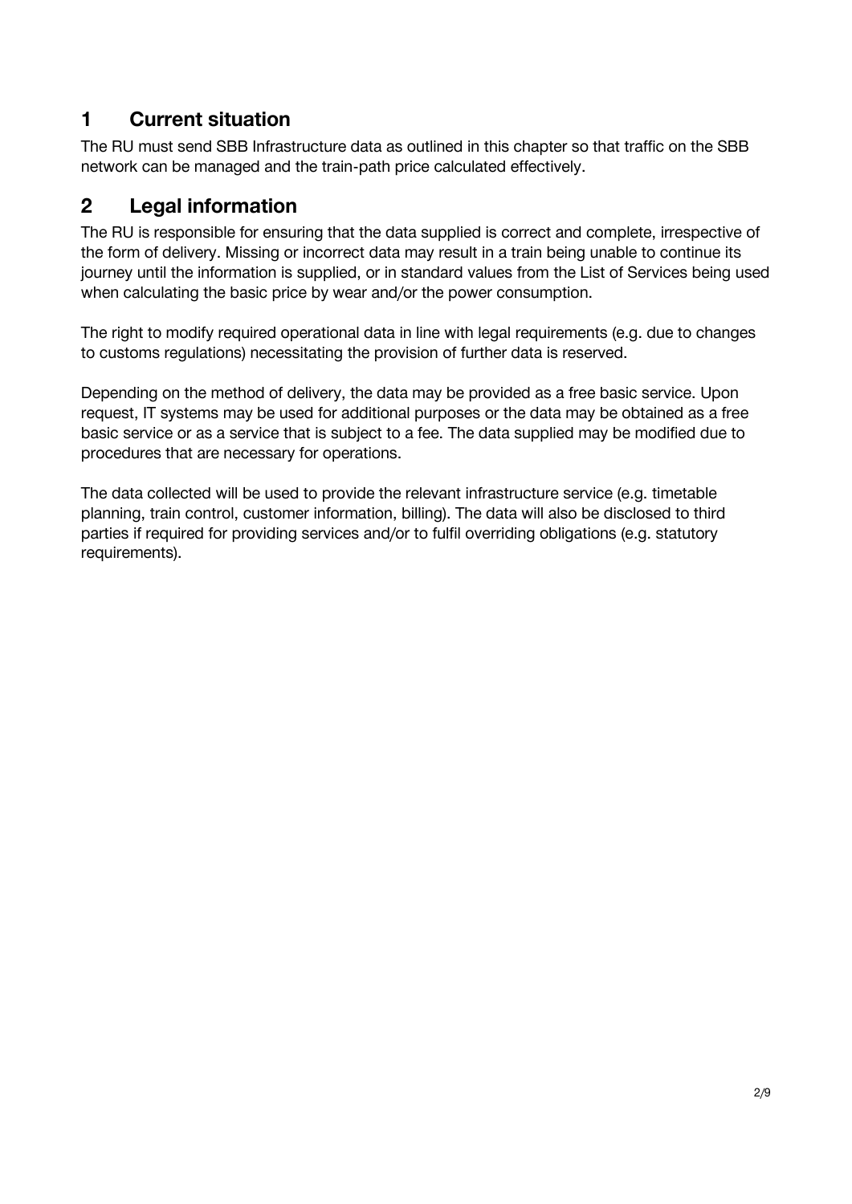# 1 Current situation

The RU must send SBB Infrastructure data as outlined in this chapter so that traffic on the SBB network can be managed and the train-path price calculated effectively.

# 2 Legal information

The RU is responsible for ensuring that the data supplied is correct and complete, irrespective of the form of delivery. Missing or incorrect data may result in a train being unable to continue its journey until the information is supplied, or in standard values from the List of Services being used when calculating the basic price by wear and/or the power consumption.

The right to modify required operational data in line with legal requirements (e.g. due to changes to customs regulations) necessitating the provision of further data is reserved.

Depending on the method of delivery, the data may be provided as a free basic service. Upon request, IT systems may be used for additional purposes or the data may be obtained as a free basic service or as a service that is subject to a fee. The data supplied may be modified due to procedures that are necessary for operations.

The data collected will be used to provide the relevant infrastructure service (e.g. timetable planning, train control, customer information, billing). The data will also be disclosed to third parties if required for providing services and/or to fulfil overriding obligations (e.g. statutory requirements).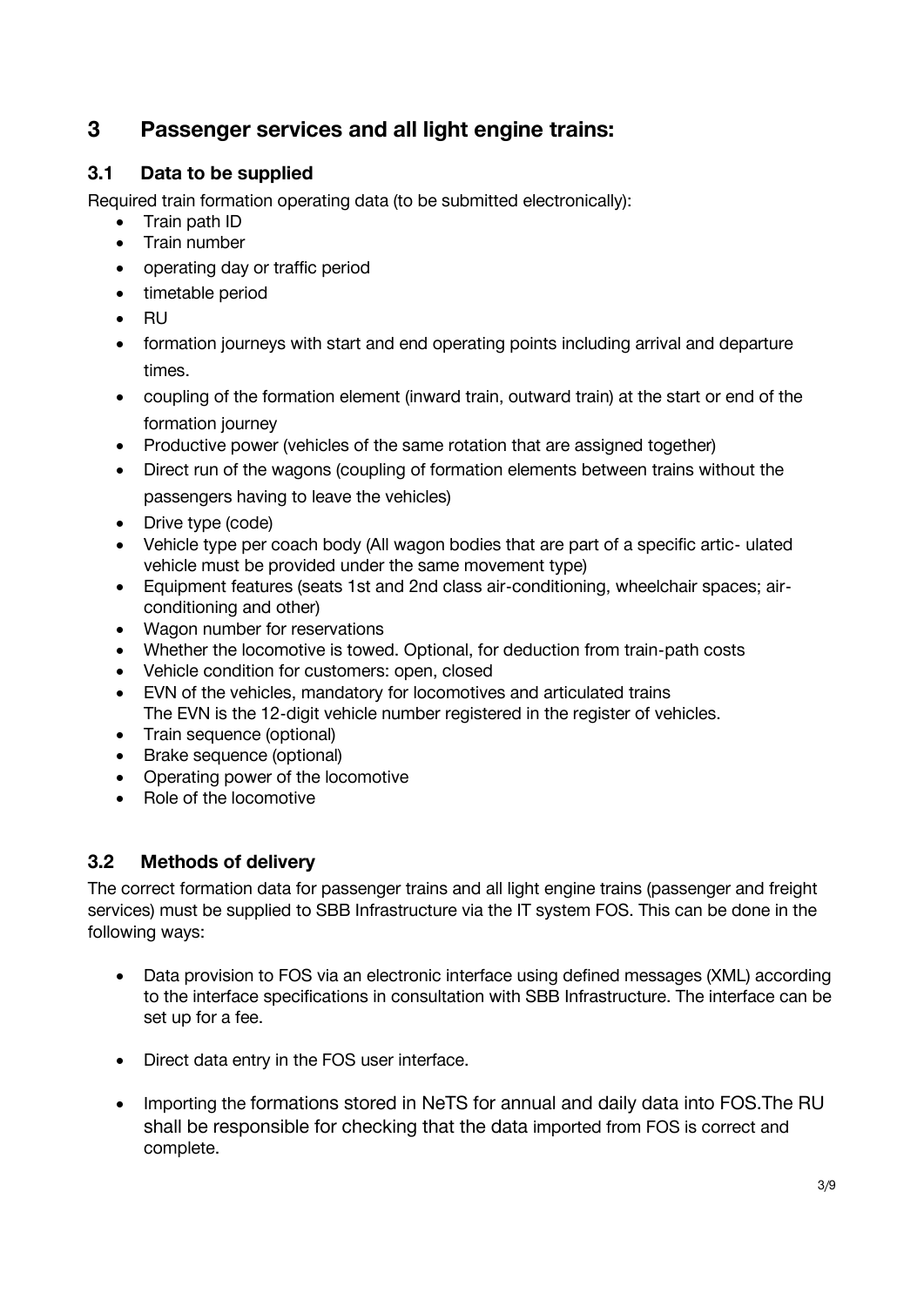## 3 Passenger services and all light engine trains:

### 3.1 Data to be supplied

Required train formation operating data (to be submitted electronically):

- Train path ID
- Train number
- operating day or traffic period
- timetable period
- RU
- formation journeys with start and end operating points including arrival and departure times.
- coupling of the formation element (inward train, outward train) at the start or end of the formation journey
- Productive power (vehicles of the same rotation that are assigned together)
- Direct run of the wagons (coupling of formation elements between trains without the passengers having to leave the vehicles)
- Drive type (code)
- Vehicle type per coach body (All wagon bodies that are part of a specific artic- ulated vehicle must be provided under the same movement type)
- Equipment features (seats 1st and 2nd class air-conditioning, wheelchair spaces; air-conditioning and other)
- Wagon number for reservations
- Whether the locomotive is towed. Optional, for deduction from train-path costs
- Vehicle condition for customers: open, closed
- EVN of the vehicles, mandatory for locomotives and articulated trains
  The EVN is the 12-digit vehicle number registered in the register of vehicles.
- Train sequence (optional)
- Brake sequence (optional)
- Operating power of the locomotive
- Role of the locomotive

### 3.2 Methods of delivery

The correct formation data for passenger trains and all light engine trains (passenger and freight services) must be supplied to SBB Infrastructure via the IT system FOS. This can be done in the following ways:

- Data provision to FOS via an electronic interface using defined messages (XML) according to the interface specifications in consultation with SBB Infrastructure. The interface can be set up for a fee.
- Direct data entry in the FOS user interface.
- Importing the formations stored in NeTS for annual and daily data into FOS.The RU shall be responsible for checking that the data imported from FOS is correct and complete.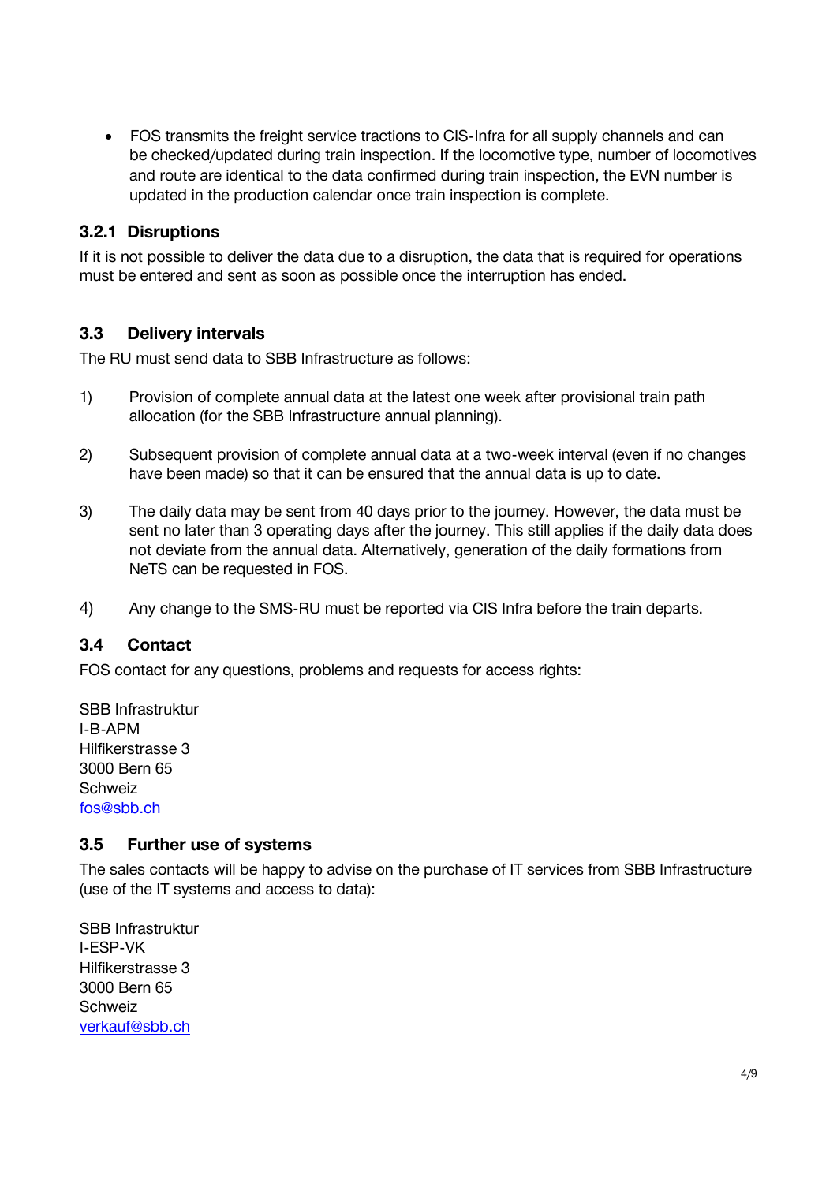- FOS transmits the freight service tractions to CIS-Infra for all supply channels and can be checked/updated during train inspection. If the locomotive type, number of locomotives and route are identical to the data confirmed during train inspection, the EVN number is updated in the production calendar once train inspection is complete.

### 3.2.1 Disruptions

If it is not possible to deliver the data due to a disruption, the data that is required for operations must be entered and sent as soon as possible once the interruption has ended.

## 3.3 Delivery intervals

The RU must send data to SBB Infrastructure as follows:

1) Provision of complete annual data at the latest one week after provisional train path allocation (for the SBB Infrastructure annual planning).

2) Subsequent provision of complete annual data at a two-week interval (even if no changes have been made) so that it can be ensured that the annual data is up to date.

3) The daily data may be sent from 40 days prior to the journey. However, the data must be sent no later than 3 operating days after the journey. This still applies if the daily data does not deviate from the annual data. Alternatively, generation of the daily formations from NeTS can be requested in FOS.

4) Any change to the SMS-RU must be reported via CIS Infra before the train departs.

## 3.4 Contact

FOS contact for any questions, problems and requests for access rights:

SBB Infrastruktur
I-B-APM
Hilfikerstrasse 3
3000 Bern 65
Schweiz
fos@sbb.ch

## 3.5 Further use of systems

The sales contacts will be happy to advise on the purchase of IT services from SBB Infrastructure (use of the IT systems and access to data):

SBB Infrastruktur
I-ESP-VK
Hilfikerstrasse 3
3000 Bern 65
Schweiz
verkauf@sbb.ch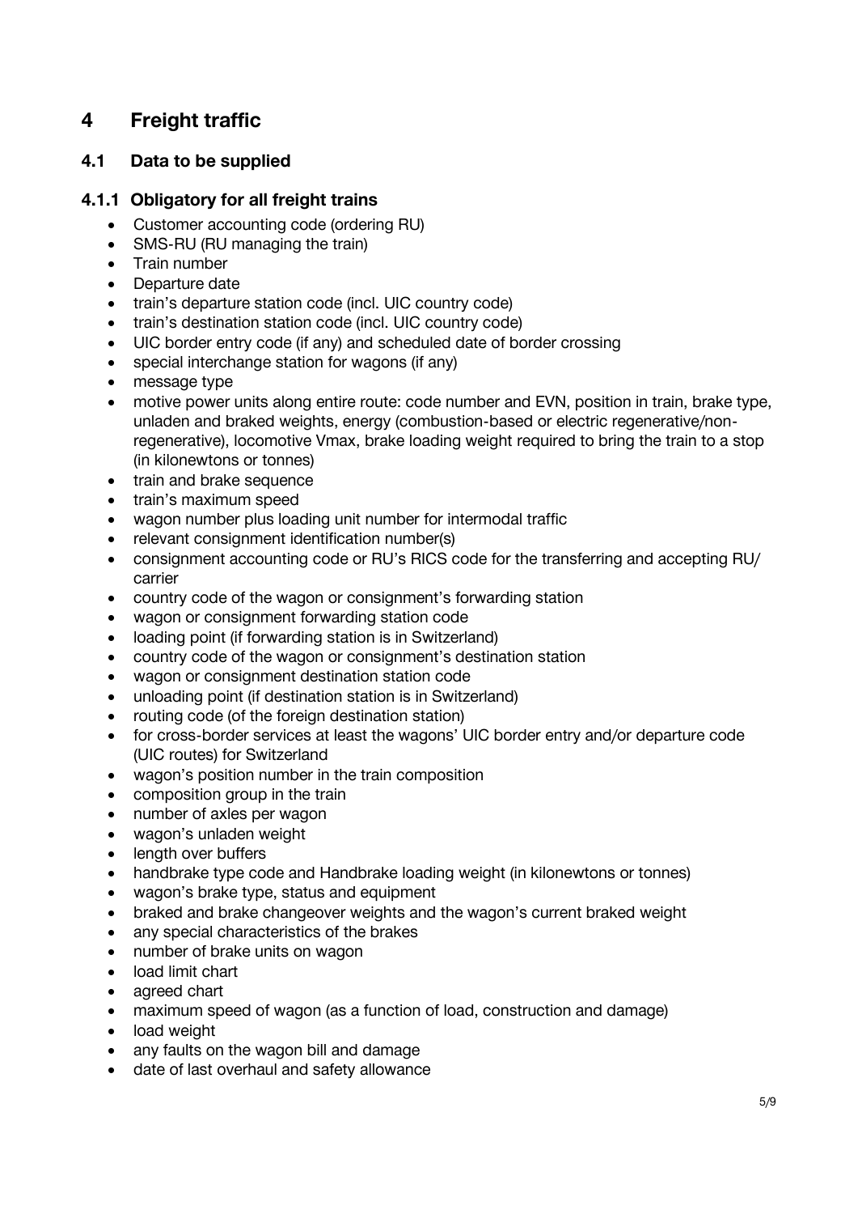# 4 Freight traffic

## 4.1 Data to be supplied

### 4.1.1 Obligatory for all freight trains

- Customer accounting code (ordering RU)
- SMS-RU (RU managing the train)
- Train number
- Departure date
- train's departure station code (incl. UIC country code)
- train's destination station code (incl. UIC country code)
- UIC border entry code (if any) and scheduled date of border crossing
- special interchange station for wagons (if any)
- message type
- motive power units along entire route: code number and EVN, position in train, brake type, unladen and braked weights, energy (combustion-based or electric regenerative/non-regenerative), locomotive Vmax, brake loading weight required to bring the train to a stop (in kilonewtons or tonnes)
- train and brake sequence
- train's maximum speed
- wagon number plus loading unit number for intermodal traffic
- relevant consignment identification number(s)
- consignment accounting code or RU's RICS code for the transferring and accepting RU/ carrier
- country code of the wagon or consignment's forwarding station
- wagon or consignment forwarding station code
- loading point (if forwarding station is in Switzerland)
- country code of the wagon or consignment's destination station
- wagon or consignment destination station code
- unloading point (if destination station is in Switzerland)
- routing code (of the foreign destination station)
- for cross-border services at least the wagons' UIC border entry and/or departure code (UIC routes) for Switzerland
- wagon's position number in the train composition
- composition group in the train
- number of axles per wagon
- wagon's unladen weight
- length over buffers
- handbrake type code and Handbrake loading weight (in kilonewtons or tonnes)
- wagon's brake type, status and equipment
- braked and brake changeover weights and the wagon's current braked weight
- any special characteristics of the brakes
- number of brake units on wagon
- load limit chart
- agreed chart
- maximum speed of wagon (as a function of load, construction and damage)
- load weight
- any faults on the wagon bill and damage
- date of last overhaul and safety allowance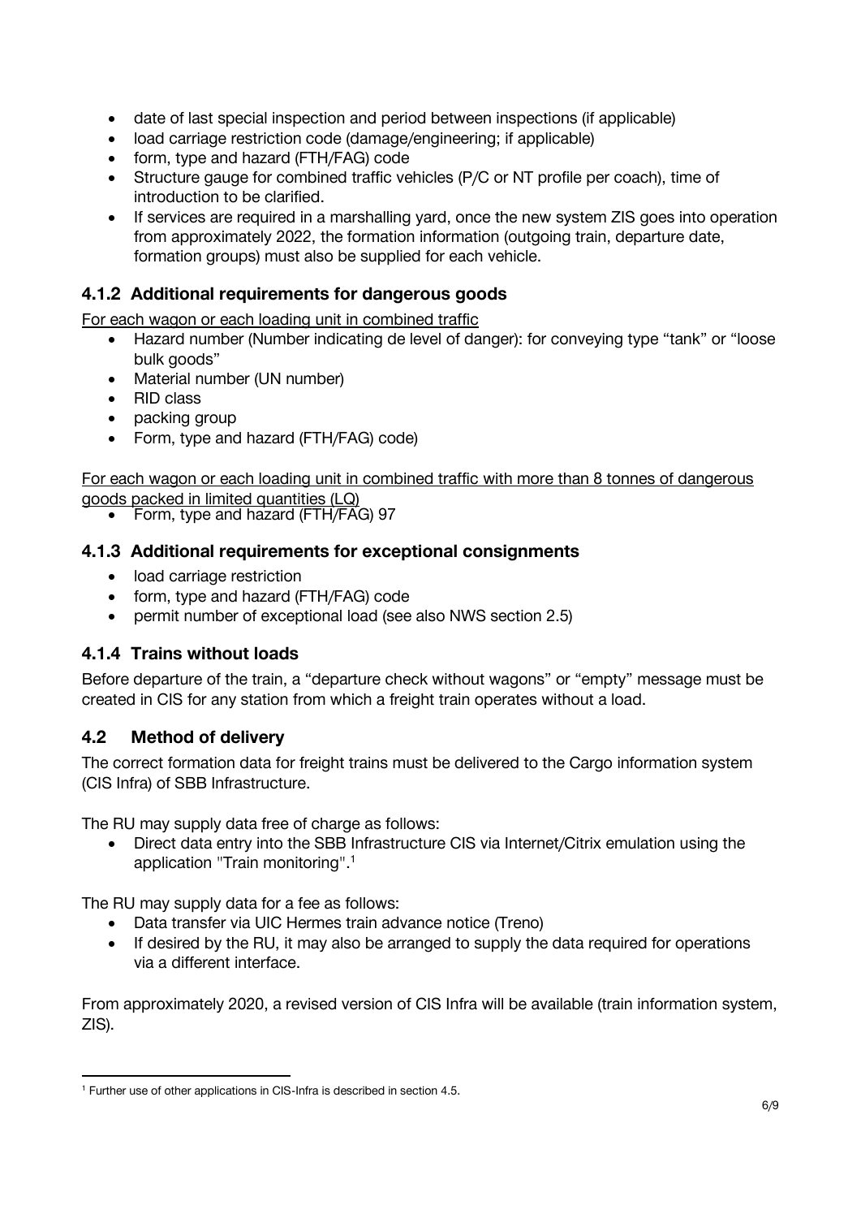- date of last special inspection and period between inspections (if applicable)
- load carriage restriction code (damage/engineering; if applicable)
- form, type and hazard (FTH/FAG) code
- Structure gauge for combined traffic vehicles (P/C or NT profile per coach), time of introduction to be clarified.
- If services are required in a marshalling yard, once the new system ZIS goes into operation from approximately 2022, the formation information (outgoing train, departure date, formation groups) must also be supplied for each vehicle.

### 4.1.2 Additional requirements for dangerous goods

For each wagon or each loading unit in combined traffic

- Hazard number (Number indicating de level of danger): for conveying type "tank" or "loose bulk goods"
- Material number (UN number)
- RID class
- packing group
- Form, type and hazard (FTH/FAG) code)

For each wagon or each loading unit in combined traffic with more than 8 tonnes of dangerous goods packed in limited quantities (LQ)

- Form, type and hazard (FTH/FAG) 97

### 4.1.3 Additional requirements for exceptional consignments

- load carriage restriction
- form, type and hazard (FTH/FAG) code
- permit number of exceptional load (see also NWS section 2.5)

### 4.1.4 Trains without loads

Before departure of the train, a "departure check without wagons" or "empty" message must be created in CIS for any station from which a freight train operates without a load.

## 4.2 Method of delivery

The correct formation data for freight trains must be delivered to the Cargo information system (CIS Infra) of SBB Infrastructure.

The RU may supply data free of charge as follows:

- Direct data entry into the SBB Infrastructure CIS via Internet/Citrix emulation using the application "Train monitoring".[1]

The RU may supply data for a fee as follows:

- Data transfer via UIC Hermes train advance notice (Treno)
- If desired by the RU, it may also be arranged to supply the data required for operations via a different interface.

From approximately 2020, a revised version of CIS Infra will be available (train information system, ZIS).

[1] Further use of other applications in CIS-Infra is described in section 4.5.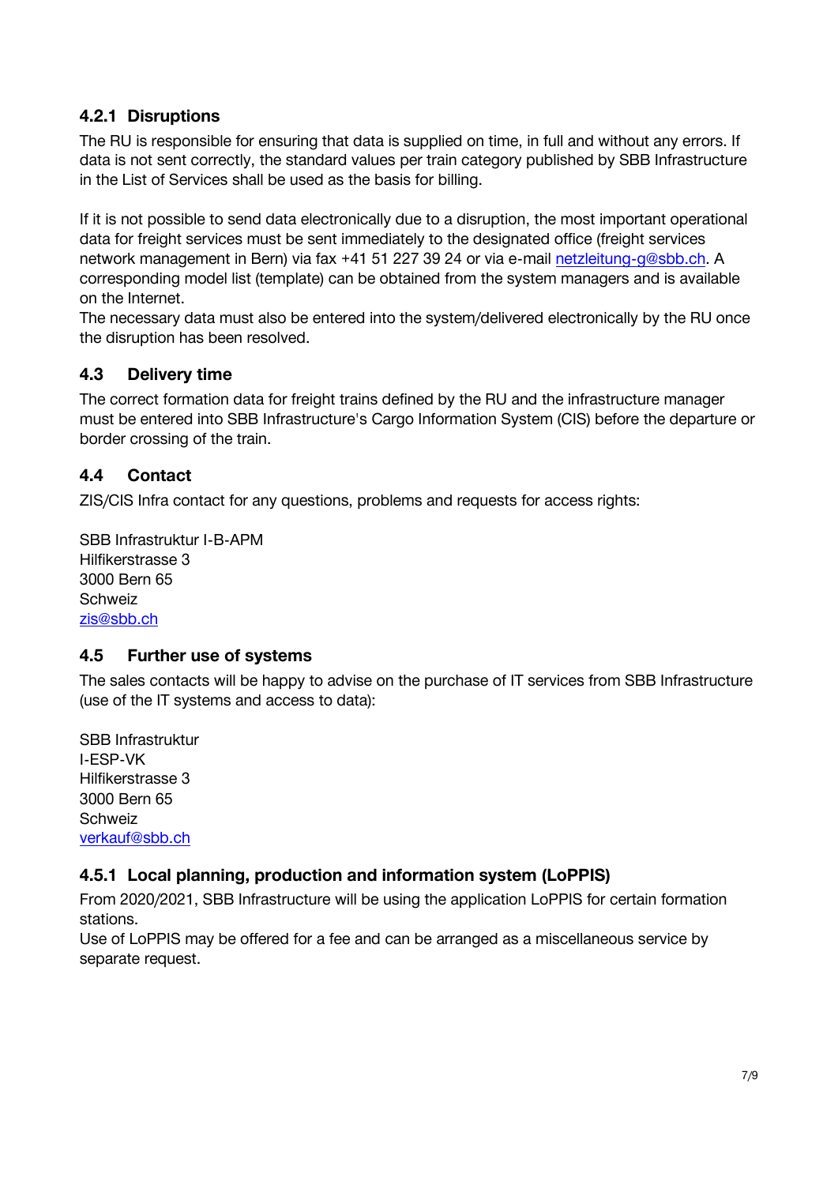### 4.2.1 Disruptions

The RU is responsible for ensuring that data is supplied on time, in full and without any errors. If data is not sent correctly, the standard values per train category published by SBB Infrastructure in the List of Services shall be used as the basis for billing.

If it is not possible to send data electronically due to a disruption, the most important operational data for freight services must be sent immediately to the designated office (freight services network management in Bern) via fax +41 51 227 39 24 or via e-mail netzleitung-g@sbb.ch. A corresponding model list (template) can be obtained from the system managers and is available on the Internet.
The necessary data must also be entered into the system/delivered electronically by the RU once the disruption has been resolved.

## 4.3 Delivery time

The correct formation data for freight trains defined by the RU and the infrastructure manager must be entered into SBB Infrastructure's Cargo Information System (CIS) before the departure or border crossing of the train.

## 4.4 Contact

ZIS/CIS Infra contact for any questions, problems and requests for access rights:

SBB Infrastruktur I-B-APM
Hilfikerstrasse 3
3000 Bern 65
Schweiz
zis@sbb.ch

## 4.5 Further use of systems

The sales contacts will be happy to advise on the purchase of IT services from SBB Infrastructure (use of the IT systems and access to data):

SBB Infrastruktur
I-ESP-VK
Hilfikerstrasse 3
3000 Bern 65
Schweiz
verkauf@sbb.ch

### 4.5.1 Local planning, production and information system (LoPPIS)

From 2020/2021, SBB Infrastructure will be using the application LoPPIS for certain formation stations.
Use of LoPPIS may be offered for a fee and can be arranged as a miscellaneous service by separate request.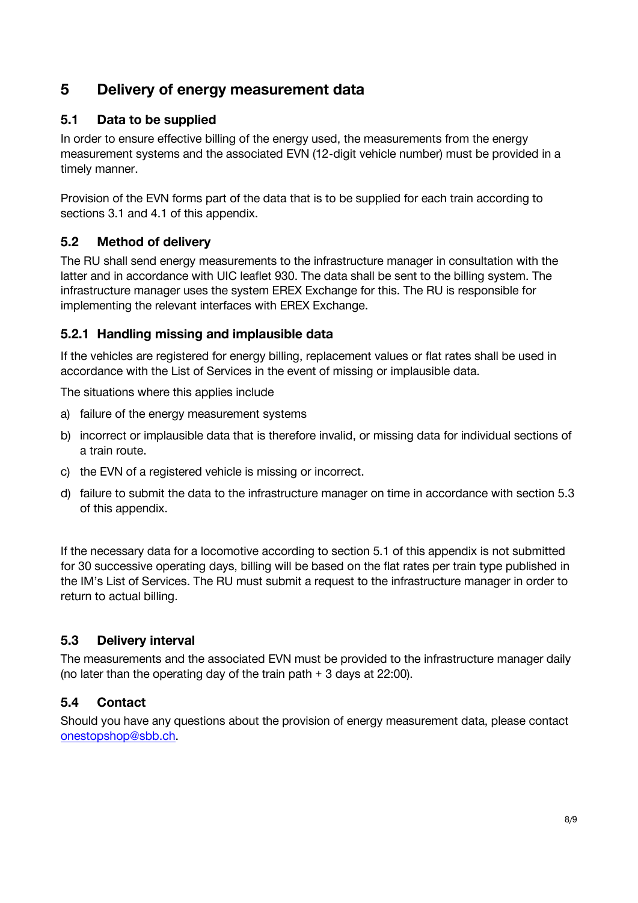# 5 Delivery of energy measurement data

## 5.1 Data to be supplied

In order to ensure effective billing of the energy used, the measurements from the energy measurement systems and the associated EVN (12-digit vehicle number) must be provided in a timely manner.

Provision of the EVN forms part of the data that is to be supplied for each train according to sections 3.1 and 4.1 of this appendix.

## 5.2 Method of delivery

The RU shall send energy measurements to the infrastructure manager in consultation with the latter and in accordance with UIC leaflet 930. The data shall be sent to the billing system. The infrastructure manager uses the system EREX Exchange for this. The RU is responsible for implementing the relevant interfaces with EREX Exchange.

### 5.2.1 Handling missing and implausible data

If the vehicles are registered for energy billing, replacement values or flat rates shall be used in accordance with the List of Services in the event of missing or implausible data.

The situations where this applies include

a) failure of the energy measurement systems

b) incorrect or implausible data that is therefore invalid, or missing data for individual sections of a train route.

c) the EVN of a registered vehicle is missing or incorrect.

d) failure to submit the data to the infrastructure manager on time in accordance with section 5.3 of this appendix.

If the necessary data for a locomotive according to section 5.1 of this appendix is not submitted for 30 successive operating days, billing will be based on the flat rates per train type published in the IM's List of Services. The RU must submit a request to the infrastructure manager in order to return to actual billing.

## 5.3 Delivery interval

The measurements and the associated EVN must be provided to the infrastructure manager daily (no later than the operating day of the train path + 3 days at 22:00).

## 5.4 Contact

Should you have any questions about the provision of energy measurement data, please contact onestopshop@sbb.ch.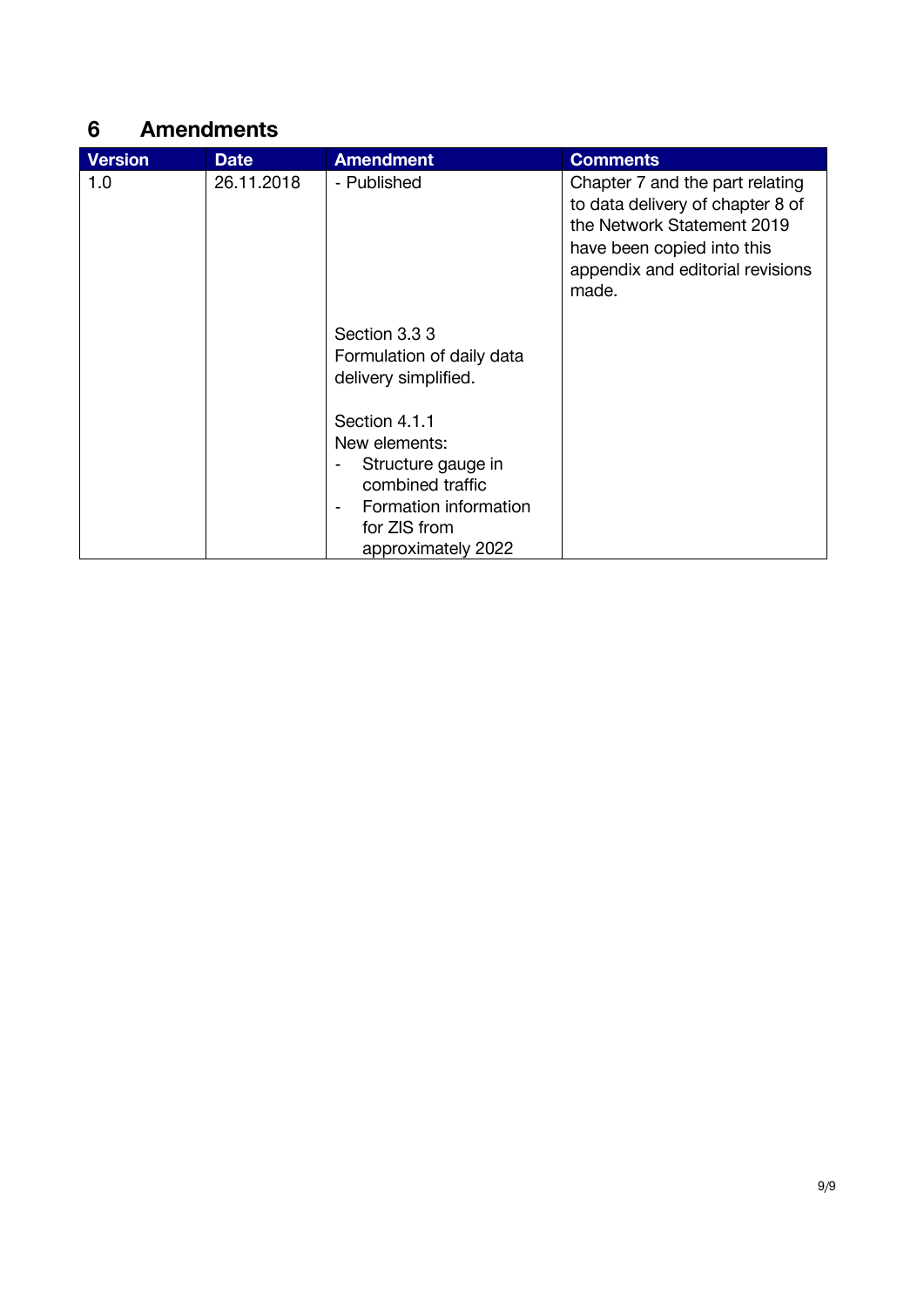## 6 Amendments

| Version | Date | Amendment | Comments |
|---|---|---|---|
| 1.0 | 26.11.2018 | - Published<br><br>Section 3.3 3<br>Formulation of daily data delivery simplified.<br><br>Section 4.1.1<br>New elements:<br>- Structure gauge in combined traffic<br>- Formation information for ZIS from approximately 2022 | Chapter 7 and the part relating to data delivery of chapter 8 of the Network Statement 2019 have been copied into this appendix and editorial revisions made. |